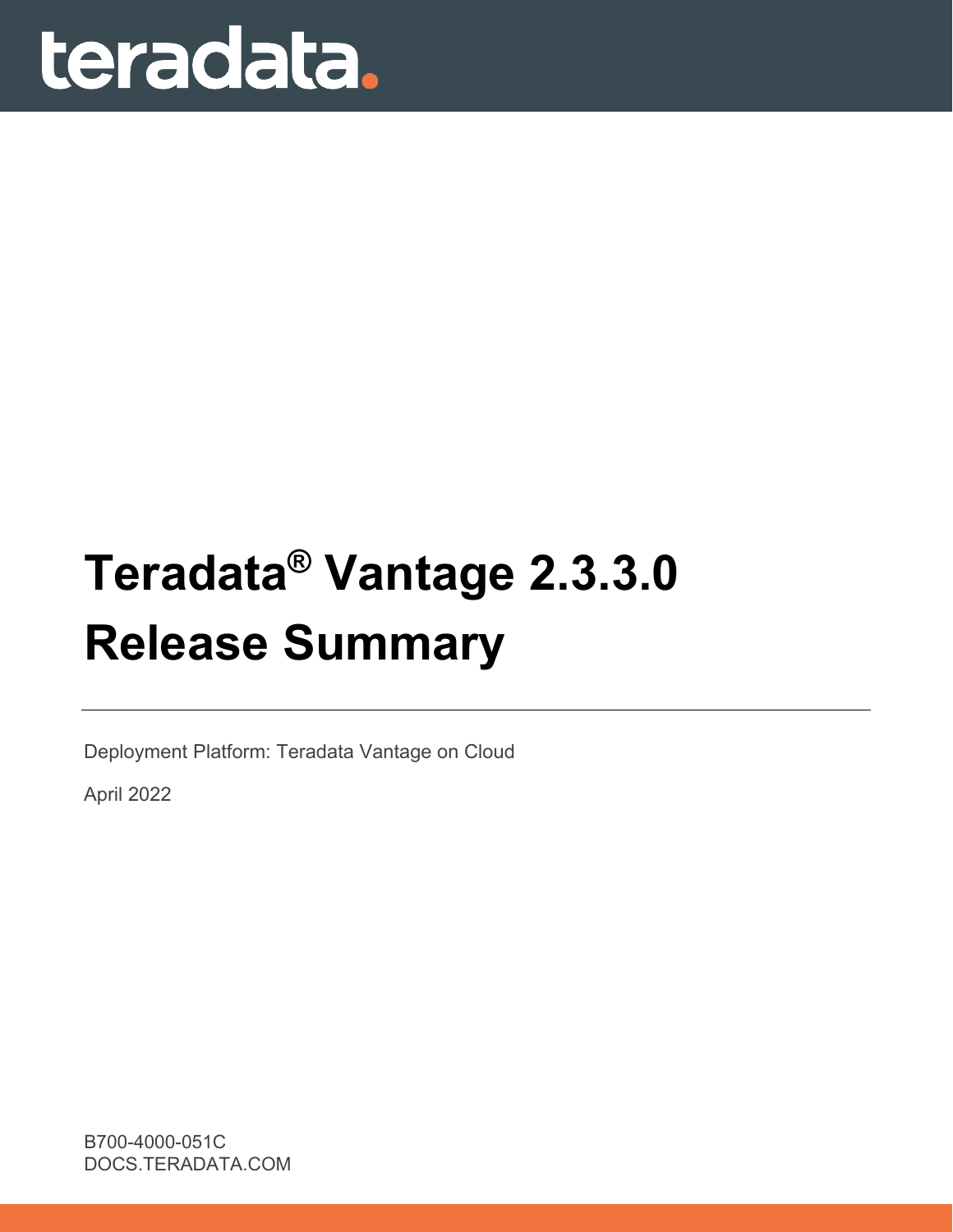teradata.

# Teradata® Vantage 2.3.3.0 Release Summary

Deployment Platform: Teradata Vantage on Cloud

April 2022

B700-4000-051C
DOCS.TERADATA.COM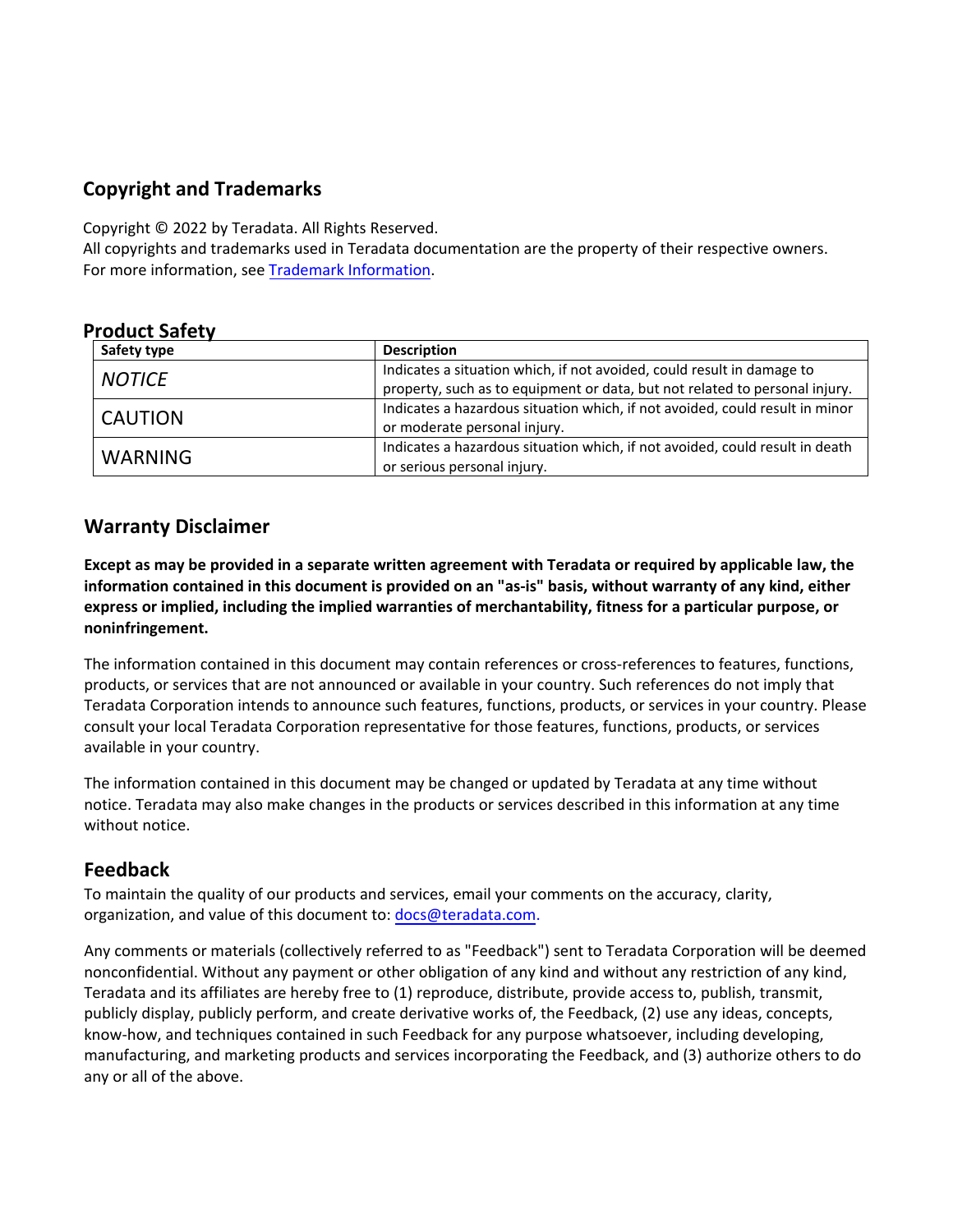## Copyright and Trademarks

Copyright © 2022 by Teradata. All Rights Reserved.
All copyrights and trademarks used in Teradata documentation are the property of their respective owners.
For more information, see [Trademark Information](Trademark Information).

## Product Safety

| Safety type | Description |
|---|---|
| *NOTICE* | Indicates a situation which, if not avoided, could result in damage to property, such as to equipment or data, but not related to personal injury. |
| CAUTION | Indicates a hazardous situation which, if not avoided, could result in minor or moderate personal injury. |
| WARNING | Indicates a hazardous situation which, if not avoided, could result in death or serious personal injury. |

## Warranty Disclaimer

**Except as may be provided in a separate written agreement with Teradata or required by applicable law, the information contained in this document is provided on an "as-is" basis, without warranty of any kind, either express or implied, including the implied warranties of merchantability, fitness for a particular purpose, or noninfringement.**

The information contained in this document may contain references or cross-references to features, functions, products, or services that are not announced or available in your country. Such references do not imply that Teradata Corporation intends to announce such features, functions, products, or services in your country. Please consult your local Teradata Corporation representative for those features, functions, products, or services available in your country.

The information contained in this document may be changed or updated by Teradata at any time without notice. Teradata may also make changes in the products or services described in this information at any time without notice.

## Feedback

To maintain the quality of our products and services, email your comments on the accuracy, clarity, organization, and value of this document to: docs@teradata.com.

Any comments or materials (collectively referred to as "Feedback") sent to Teradata Corporation will be deemed nonconfidential. Without any payment or other obligation of any kind and without any restriction of any kind, Teradata and its affiliates are hereby free to (1) reproduce, distribute, provide access to, publish, transmit, publicly display, publicly perform, and create derivative works of, the Feedback, (2) use any ideas, concepts, know-how, and techniques contained in such Feedback for any purpose whatsoever, including developing, manufacturing, and marketing products and services incorporating the Feedback, and (3) authorize others to do any or all of the above.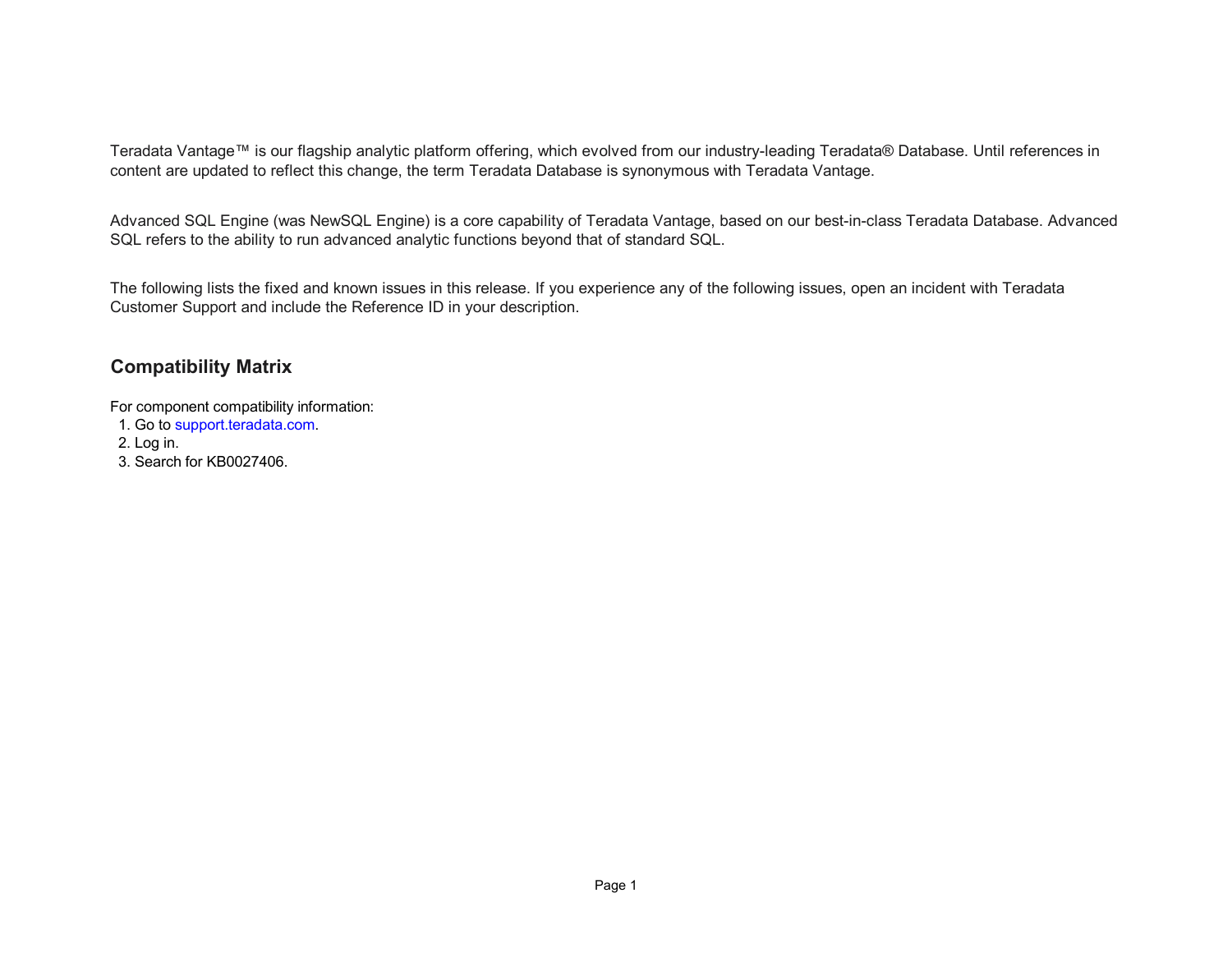Teradata Vantage™ is our flagship analytic platform offering, which evolved from our industry-leading Teradata® Database. Until references in content are updated to reflect this change, the term Teradata Database is synonymous with Teradata Vantage.

Advanced SQL Engine (was NewSQL Engine) is a core capability of Teradata Vantage, based on our best-in-class Teradata Database. Advanced SQL refers to the ability to run advanced analytic functions beyond that of standard SQL.

The following lists the fixed and known issues in this release. If you experience any of the following issues, open an incident with Teradata Customer Support and include the Reference ID in your description.

## Compatibility Matrix

For component compatibility information:

1. Go to support.teradata.com.
2. Log in.
3. Search for KB0027406.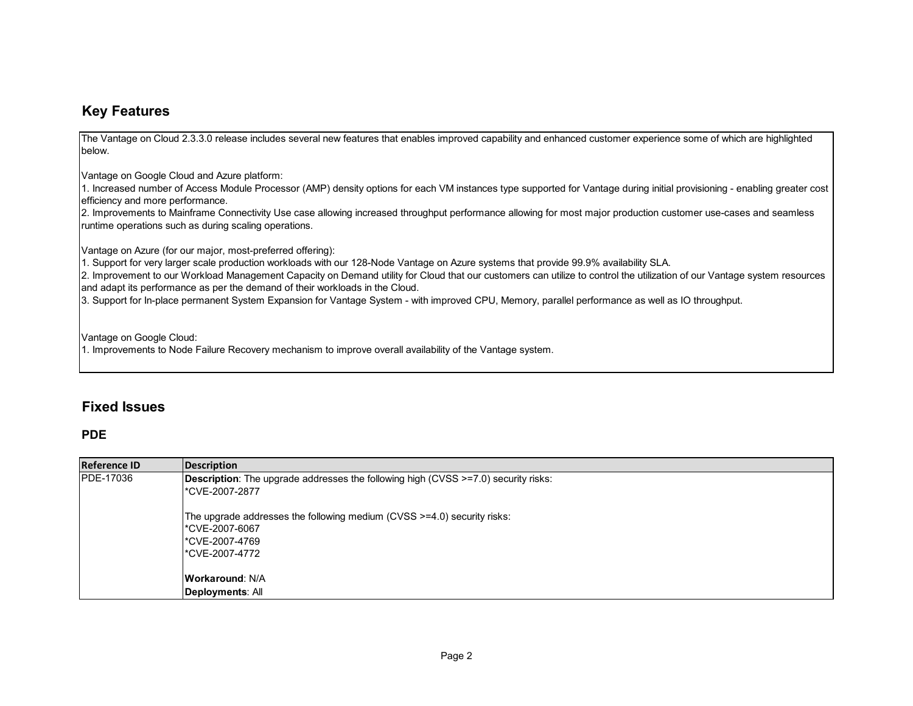## Key Features

The Vantage on Cloud 2.3.3.0 release includes several new features that enables improved capability and enhanced customer experience some of which are highlighted below.

Vantage on Google Cloud and Azure platform:
1. Increased number of Access Module Processor (AMP) density options for each VM instances type supported for Vantage during initial provisioning - enabling greater cost efficiency and more performance.
2. Improvements to Mainframe Connectivity Use case allowing increased throughput performance allowing for most major production customer use-cases and seamless runtime operations such as during scaling operations.

Vantage on Azure (for our major, most-preferred offering):
1. Support for very larger scale production workloads with our 128-Node Vantage on Azure systems that provide 99.9% availability SLA.
2. Improvement to our Workload Management Capacity on Demand utility for Cloud that our customers can utilize to control the utilization of our Vantage system resources and adapt its performance as per the demand of their workloads in the Cloud.
3. Support for In-place permanent System Expansion for Vantage System - with improved CPU, Memory, parallel performance as well as IO throughput.

Vantage on Google Cloud:
1. Improvements to Node Failure Recovery mechanism to improve overall availability of the Vantage system.

## Fixed Issues

### PDE

| Reference ID | Description |
|---|---|
| PDE-17036 | **Description**: The upgrade addresses the following high (CVSS >=7.0) security risks:<br>*CVE-2007-2877<br><br>The upgrade addresses the following medium (CVSS >=4.0) security risks:<br>*CVE-2007-6067<br>*CVE-2007-4769<br>*CVE-2007-4772<br><br>**Workaround**: N/A<br>**Deployments**: All |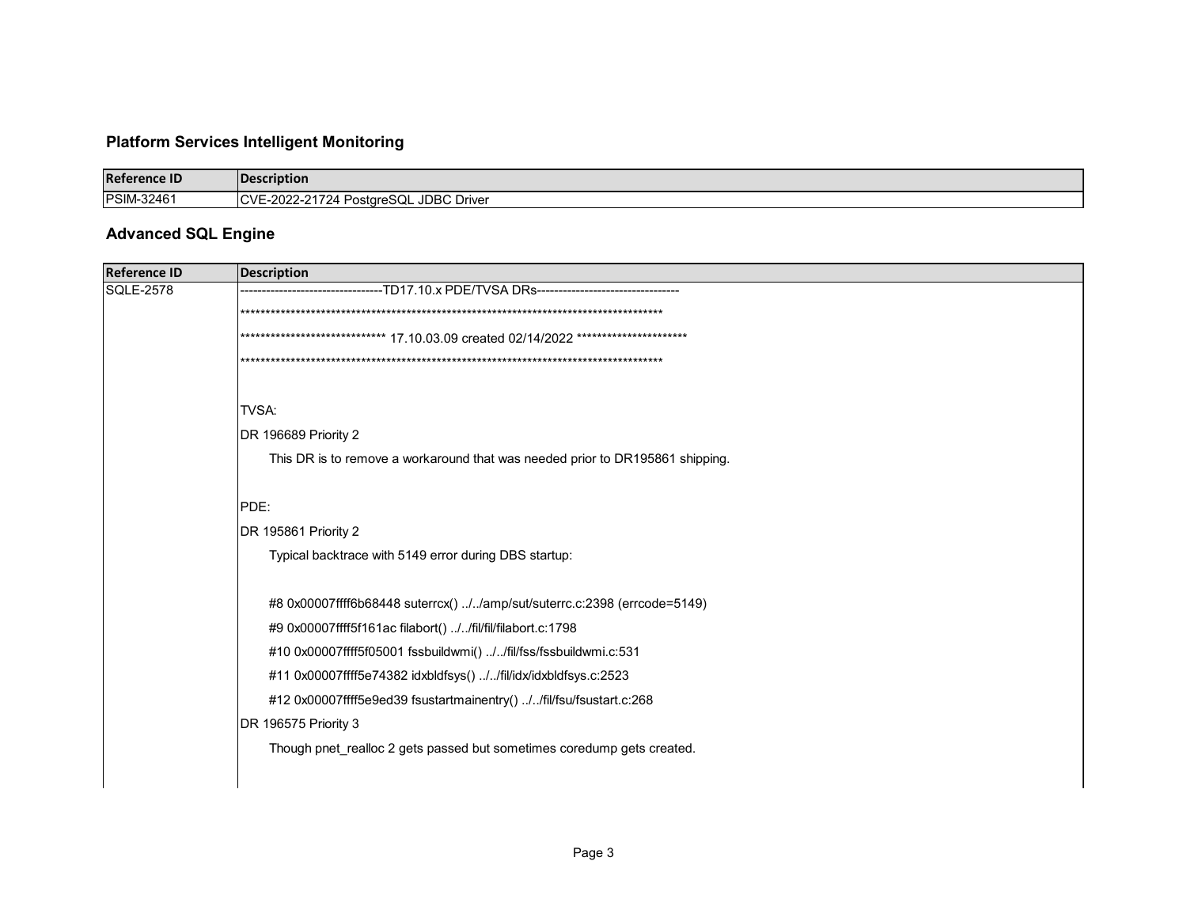### Platform Services Intelligent Monitoring

| Reference ID | Description |
|---|---|
| PSIM-32461 | CVE-2022-21724 PostgreSQL JDBC Driver |

### Advanced SQL Engine

| Reference ID | Description |
|---|---|
| SQLE-2578 | ---------------------------------TD17.10.x PDE/TVSA DRs---------------------------------<br>***************************************************************************************<br>***************************** 17.10.03.09 created 02/14/2022 *********************<br>***************************************************************************************<br><br>TVSA:<br>DR 196689 Priority 2<br>This DR is to remove a workaround that was needed prior to DR195861 shipping.<br><br>PDE:<br>DR 195861 Priority 2<br>Typical backtrace with 5149 error during DBS startup:<br><br>#8 0x00007ffff6b68448 suterrcx() ../../amp/sut/suterrc.c:2398 (errcode=5149)<br>#9 0x00007ffff5f161ac filabort() ../../fil/fil/filabort.c:1798<br>#10 0x00007ffff5f05001 fssbuildwmi() ../../fil/fss/fssbuildwmi.c:531<br>#11 0x00007ffff5e74382 idxbldfsys() ../../fil/idx/idxbldfsys.c:2523<br>#12 0x00007ffff5e9ed39 fsustartmainentry() ../../fil/fsu/fsustart.c:268<br>DR 196575 Priority 3<br>Though pnet_realloc 2 gets passed but sometimes coredump gets created. |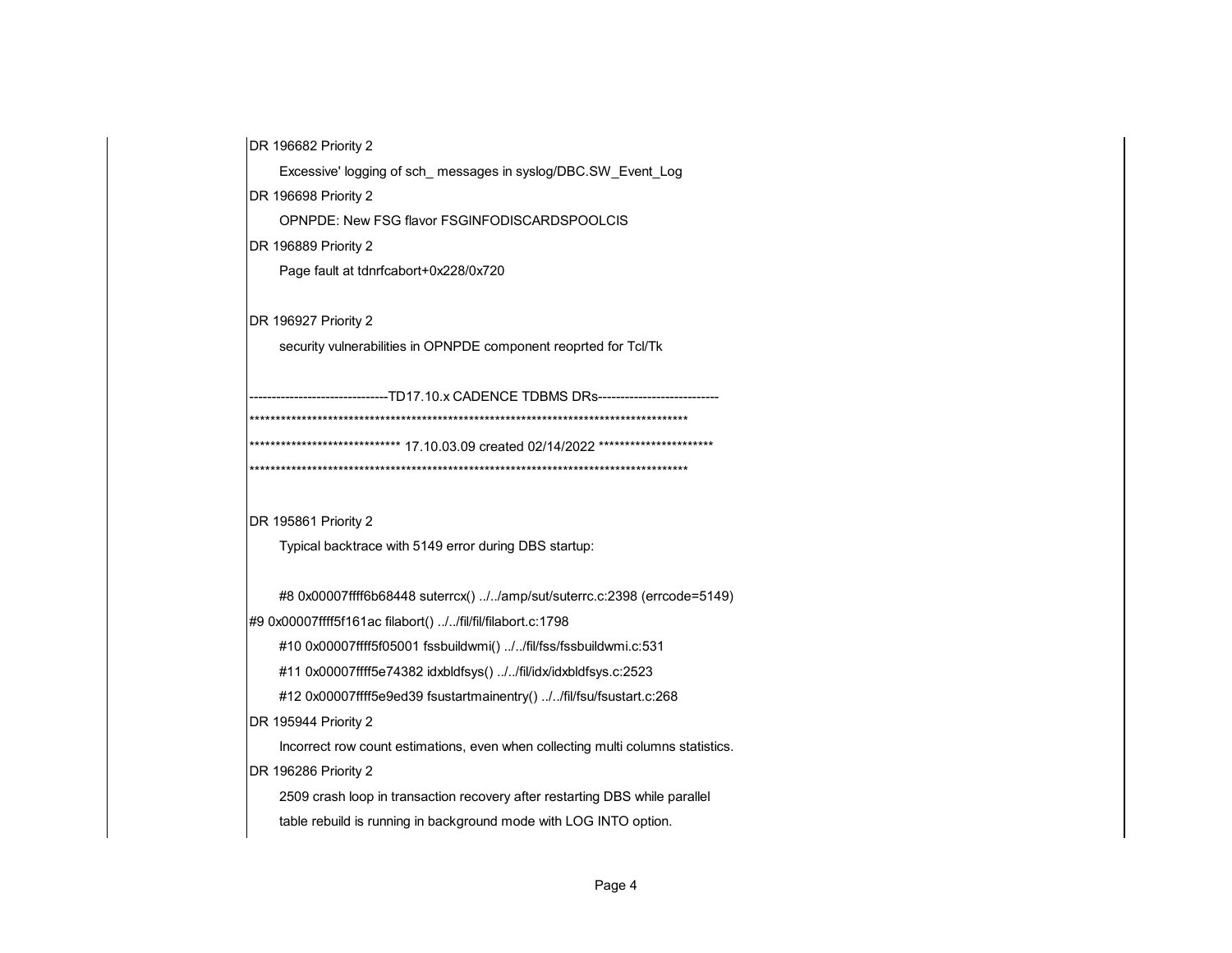DR 196682 Priority 2

Excessive' logging of sch_ messages in syslog/DBC.SW_Event_Log

DR 196698 Priority 2

OPNPDE: New FSG flavor FSGINFODISCARDSPOOLCIS

DR 196889 Priority 2

Page fault at tdnrfcabort+0x228/0x720

DR 196927 Priority 2

security vulnerabilities in OPNPDE component reoprted for Tcl/Tk

-------------------------------TD17.10.x CADENCE TDBMS DRs---------------------------

************************************************************************************

****************************** 17.10.03.09 created 02/14/2022 **********************

************************************************************************************

DR 195861 Priority 2

Typical backtrace with 5149 error during DBS startup:

```
#8 0x00007ffff6b68448 suterrcx() ../../amp/sut/suterrc.c:2398 (errcode=5149)
#9 0x00007ffff5f161ac filabort() ../../fil/fil/filabort.c:1798
#10 0x00007ffff5f05001 fssbuildwmi() ../../fil/fss/fssbuildwmi.c:531
#11 0x00007ffff5e74382 idxbldfsys() ../../fil/idx/idxbldfsys.c:2523
#12 0x00007ffff5e9ed39 fsustartmainentry() ../../fil/fsu/fsustart.c:268
```

DR 195944 Priority 2

Incorrect row count estimations, even when collecting multi columns statistics.

DR 196286 Priority 2

2509 crash loop in transaction recovery after restarting DBS while parallel table rebuild is running in background mode with LOG INTO option.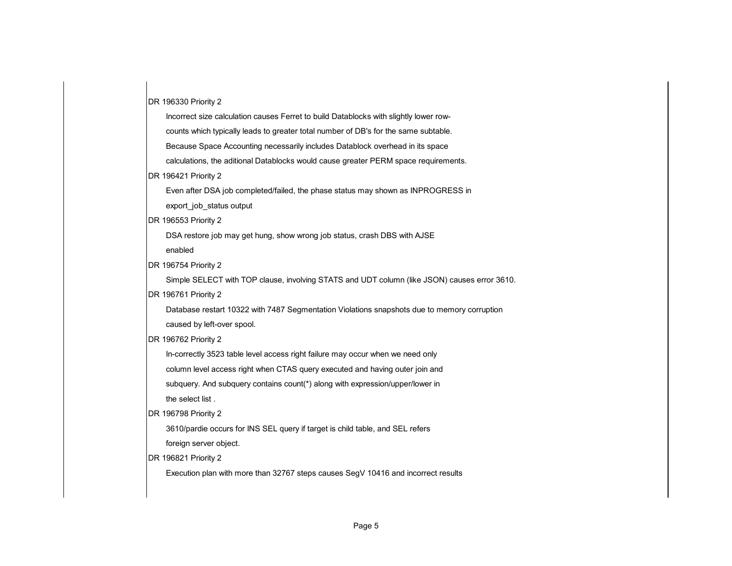DR 196330 Priority 2

Incorrect size calculation causes Ferret to build Datablocks with slightly lower row-counts which typically leads to greater total number of DB's for the same subtable. Because Space Accounting necessarily includes Datablock overhead in its space calculations, the aditional Datablocks would cause greater PERM space requirements.

DR 196421 Priority 2

Even after DSA job completed/failed, the phase status may shown as INPROGRESS in export_job_status output

DR 196553 Priority 2

DSA restore job may get hung, show wrong job status, crash DBS with AJSE enabled

DR 196754 Priority 2

Simple SELECT with TOP clause, involving STATS and UDT column (like JSON) causes error 3610.

DR 196761 Priority 2

Database restart 10322 with 7487 Segmentation Violations snapshots due to memory corruption caused by left-over spool.

DR 196762 Priority 2

In-correctly 3523 table level access right failure may occur when we need only column level access right when CTAS query executed and having outer join and subquery. And subquery contains count(*) along with expression/upper/lower in the select list .

DR 196798 Priority 2

3610/pardie occurs for INS SEL query if target is child table, and SEL refers foreign server object.

DR 196821 Priority 2

Execution plan with more than 32767 steps causes SegV 10416 and incorrect results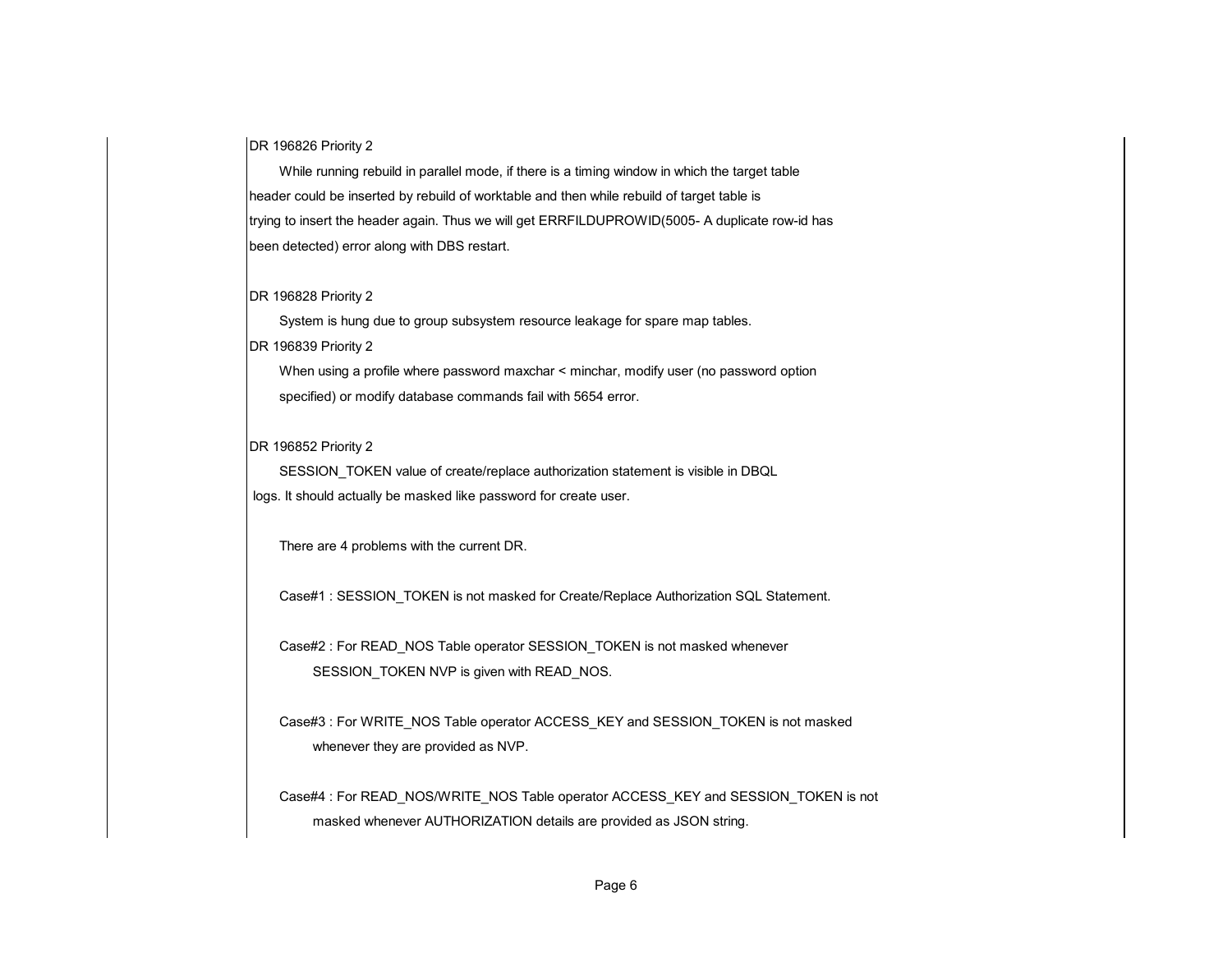DR 196826 Priority 2

While running rebuild in parallel mode, if there is a timing window in which the target table header could be inserted by rebuild of worktable and then while rebuild of target table is trying to insert the header again. Thus we will get ERRFILDUPROWID(5005- A duplicate row-id has been detected) error along with DBS restart.

DR 196828 Priority 2

System is hung due to group subsystem resource leakage for spare map tables.

DR 196839 Priority 2

When using a profile where password maxchar < minchar, modify user (no password option specified) or modify database commands fail with 5654 error.

DR 196852 Priority 2

SESSION_TOKEN value of create/replace authorization statement is visible in DBQL logs. It should actually be masked like password for create user.

There are 4 problems with the current DR.

Case#1 : SESSION_TOKEN is not masked for Create/Replace Authorization SQL Statement.

Case#2 : For READ_NOS Table operator SESSION_TOKEN is not masked whenever SESSION_TOKEN NVP is given with READ_NOS.

Case#3 : For WRITE_NOS Table operator ACCESS_KEY and SESSION_TOKEN is not masked whenever they are provided as NVP.

Case#4 : For READ_NOS/WRITE_NOS Table operator ACCESS_KEY and SESSION_TOKEN is not masked whenever AUTHORIZATION details are provided as JSON string.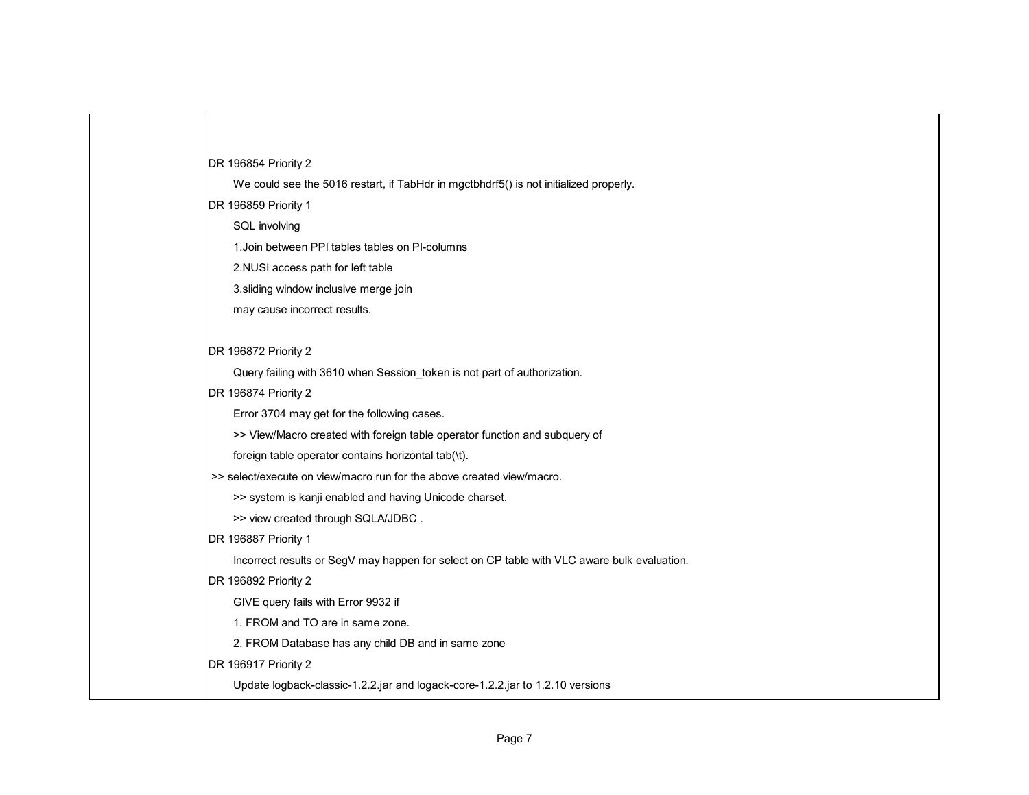DR 196854 Priority 2

We could see the 5016 restart, if TabHdr in mgctbhdrf5() is not initialized properly.

DR 196859 Priority 1

SQL involving

1.Join between PPI tables tables on PI-columns

2.NUSI access path for left table

3.sliding window inclusive merge join

may cause incorrect results.

DR 196872 Priority 2

Query failing with 3610 when Session_token is not part of authorization.

DR 196874 Priority 2

Error 3704 may get for the following cases.

>> View/Macro created with foreign table operator function and subquery of

foreign table operator contains horizontal tab(\t).

>> select/execute on view/macro run for the above created view/macro.

>> system is kanji enabled and having Unicode charset.

>> view created through SQLA/JDBC .

DR 196887 Priority 1

Incorrect results or SegV may happen for select on CP table with VLC aware bulk evaluation.

DR 196892 Priority 2

GIVE query fails with Error 9932 if

1. FROM and TO are in same zone.

2. FROM Database has any child DB and in same zone

DR 196917 Priority 2

Update logback-classic-1.2.2.jar and logack-core-1.2.2.jar to 1.2.10 versions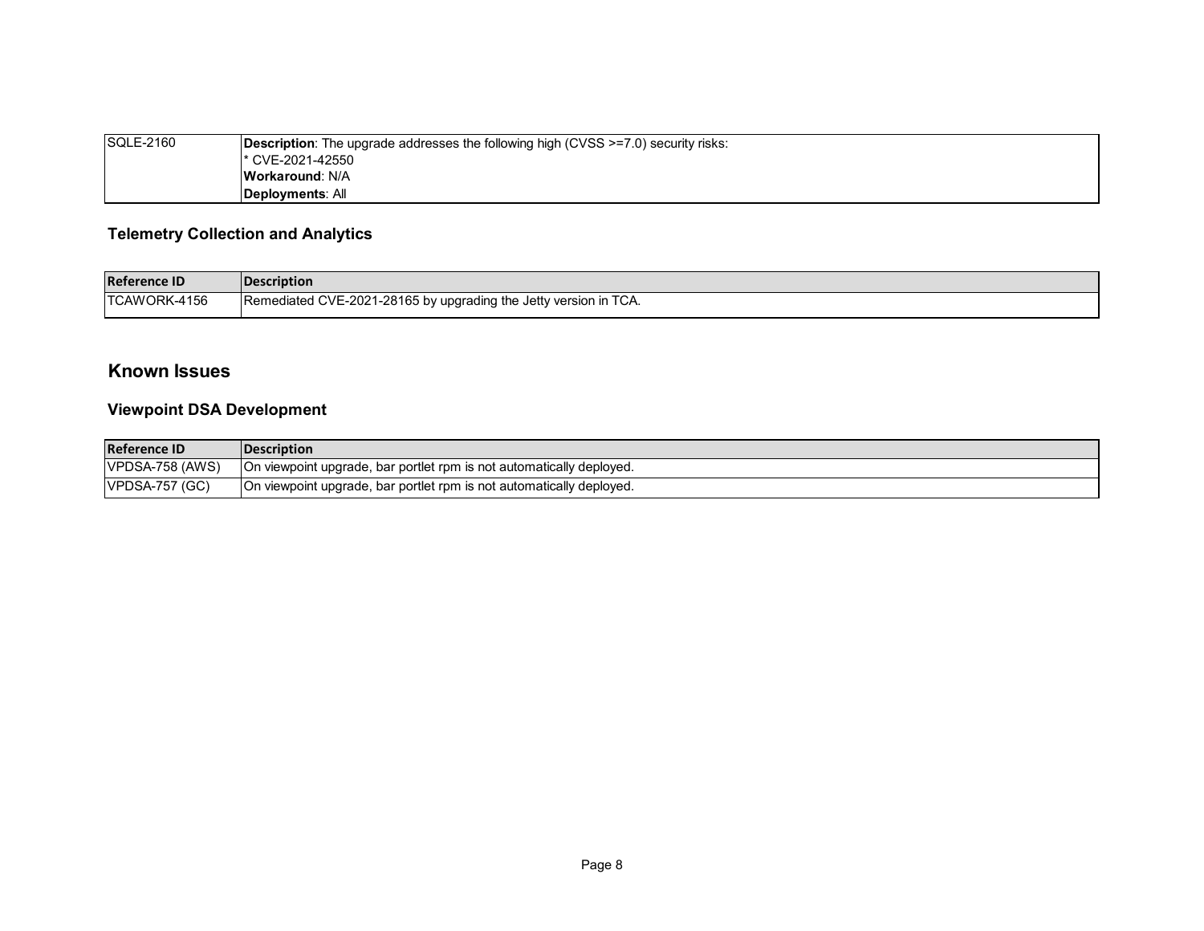| | |
|---|---|
| SQLE-2160 | **Description**: The upgrade addresses the following high (CVSS >=7.0) security risks:<br>* CVE-2021-42550<br>**Workaround**: N/A<br>**Deployments**: All |

### Telemetry Collection and Analytics

| Reference ID | Description |
|---|---|
| TCAWORK-4156 | Remediated CVE-2021-28165 by upgrading the Jetty version in TCA. |

## Known Issues

### Viewpoint DSA Development

| Reference ID | Description |
|---|---|
| VPDSA-758 (AWS) | On viewpoint upgrade, bar portlet rpm is not automatically deployed. |
| VPDSA-757 (GC) | On viewpoint upgrade, bar portlet rpm is not automatically deployed. |